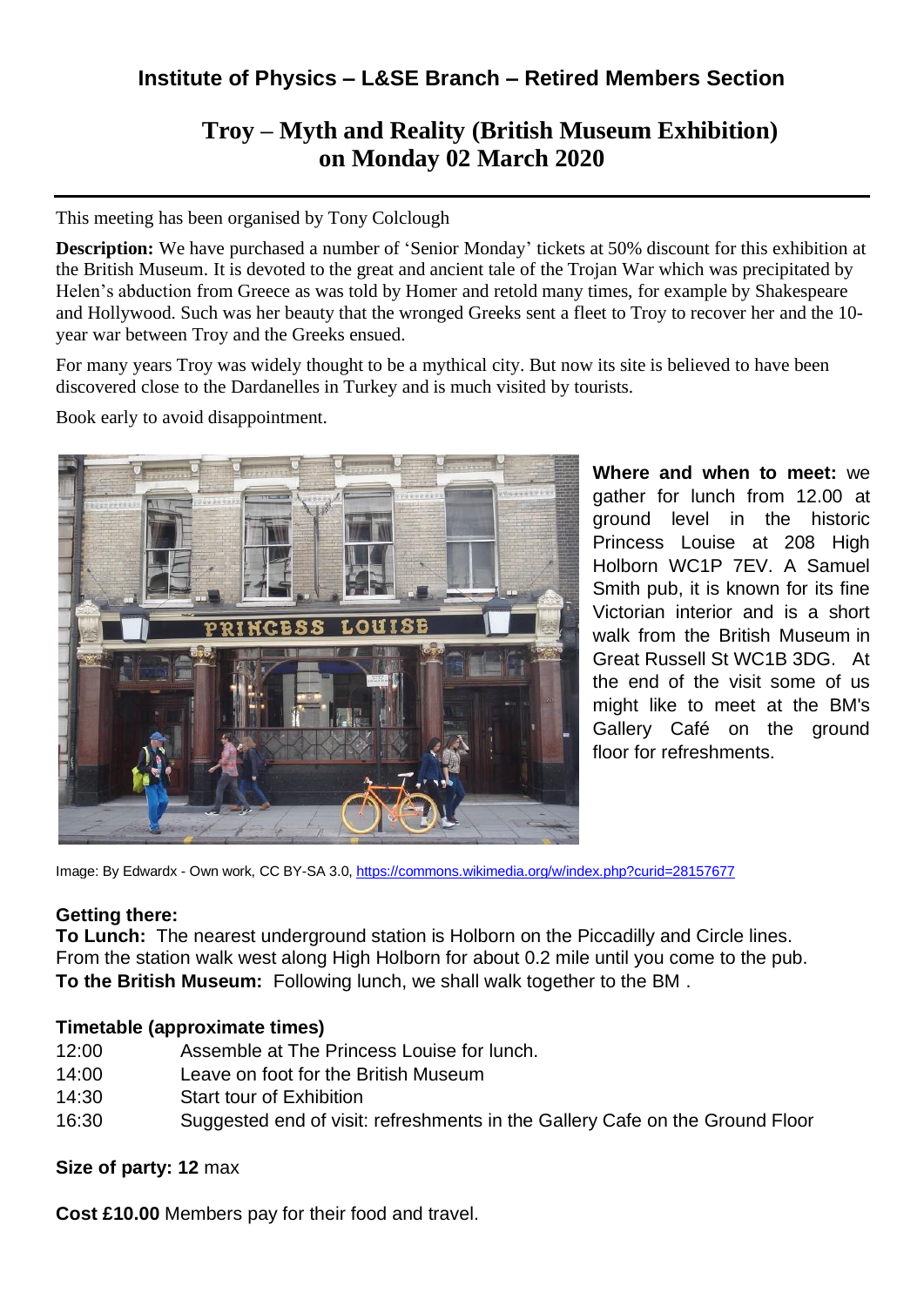## Institute of Physics – L&SE Branch – Retired Members Section

# Troy – Myth and Reality (British Museum Exhibition) on Monday 02 March 2020

This meeting has been organised by Tony Colclough

**Description:** We have purchased a number of 'Senior Monday' tickets at 50% discount for this exhibition at the British Museum. It is devoted to the great and ancient tale of the Trojan War which was precipitated by Helen's abduction from Greece as was told by Homer and retold many times, for example by Shakespeare and Hollywood. Such was her beauty that the wronged Greeks sent a fleet to Troy to recover her and the 10-year war between Troy and the Greeks ensued.

For many years Troy was widely thought to be a mythical city. But now its site is believed to have been discovered close to the Dardanelles in Turkey and is much visited by tourists.

Book early to avoid disappointment.

**Where and when to meet:** we gather for lunch from 12.00 at ground level in the historic Princess Louise at 208 High Holborn WC1P 7EV. A Samuel Smith pub, it is known for its fine Victorian interior and is a short walk from the British Museum in Great Russell St WC1B 3DG. At the end of the visit some of us might like to meet at the BM's Gallery Café on the ground floor for refreshments.

Image: By Edwardx - Own work, CC BY-SA 3.0, https://commons.wikimedia.org/w/index.php?curid=28157677

**Getting there:**
**To Lunch:** The nearest underground station is Holborn on the Piccadilly and Circle lines. From the station walk west along High Holborn for about 0.2 mile until you come to the pub.
**To the British Museum:** Following lunch, we shall walk together to the BM .

**Timetable (approximate times)**

| | |
|---|---|
| 12:00 | Assemble at The Princess Louise for lunch. |
| 14:00 | Leave on foot for the British Museum |
| 14:30 | Start tour of Exhibition |
| 16:30 | Suggested end of visit: refreshments in the Gallery Cafe on the Ground Floor |

**Size of party: 12** max

**Cost £10.00** Members pay for their food and travel.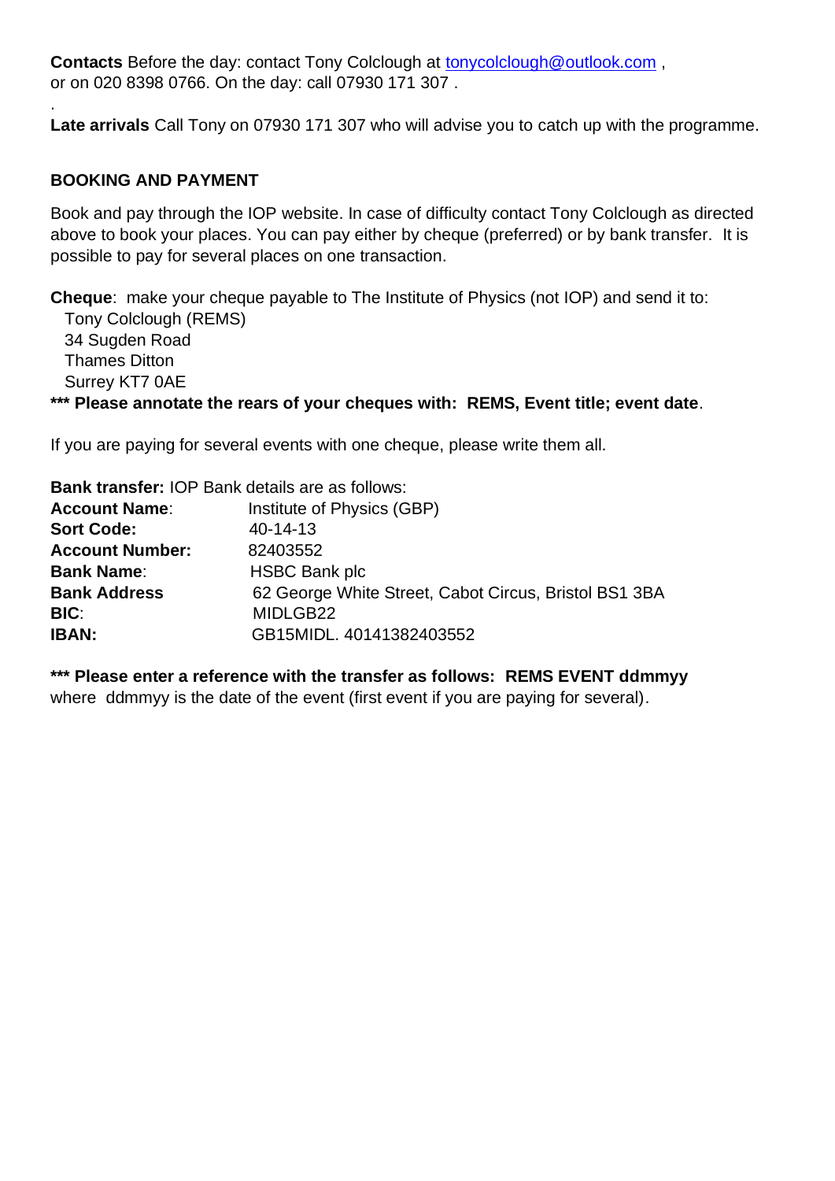**Contacts** Before the day: contact Tony Colclough at [tonycolclough@outlook.com](mailto:tonycolclough@outlook.com) , or on 020 8398 0766. On the day: call 07930 171 307 .

.

**Late arrivals** Call Tony on 07930 171 307 who will advise you to catch up with the programme.

## BOOKING AND PAYMENT

Book and pay through the IOP website. In case of difficulty contact Tony Colclough as directed above to book your places. You can pay either by cheque (preferred) or by bank transfer. It is possible to pay for several places on one transaction.

**Cheque**: make your cheque payable to The Institute of Physics (not IOP) and send it to:

Tony Colclough (REMS)
34 Sugden Road
Thames Ditton
Surrey KT7 0AE

**\*\*\* Please annotate the rears of your cheques with: REMS, Event title; event date**.

If you are paying for several events with one cheque, please write them all.

**Bank transfer:** IOP Bank details are as follows:

| | |
|---|---|
| **Account Name**: | Institute of Physics (GBP) |
| **Sort Code:** | 40-14-13 |
| **Account Number:** | 82403552 |
| **Bank Name**: | HSBC Bank plc |
| **Bank Address** | 62 George White Street, Cabot Circus, Bristol BS1 3BA |
| **BIC**: | MIDLGB22 |
| **IBAN:** | GB15MIDL. 40141382403552 |

**\*\*\* Please enter a reference with the transfer as follows: REMS EVENT ddmmyy**
where ddmmyy is the date of the event (first event if you are paying for several).